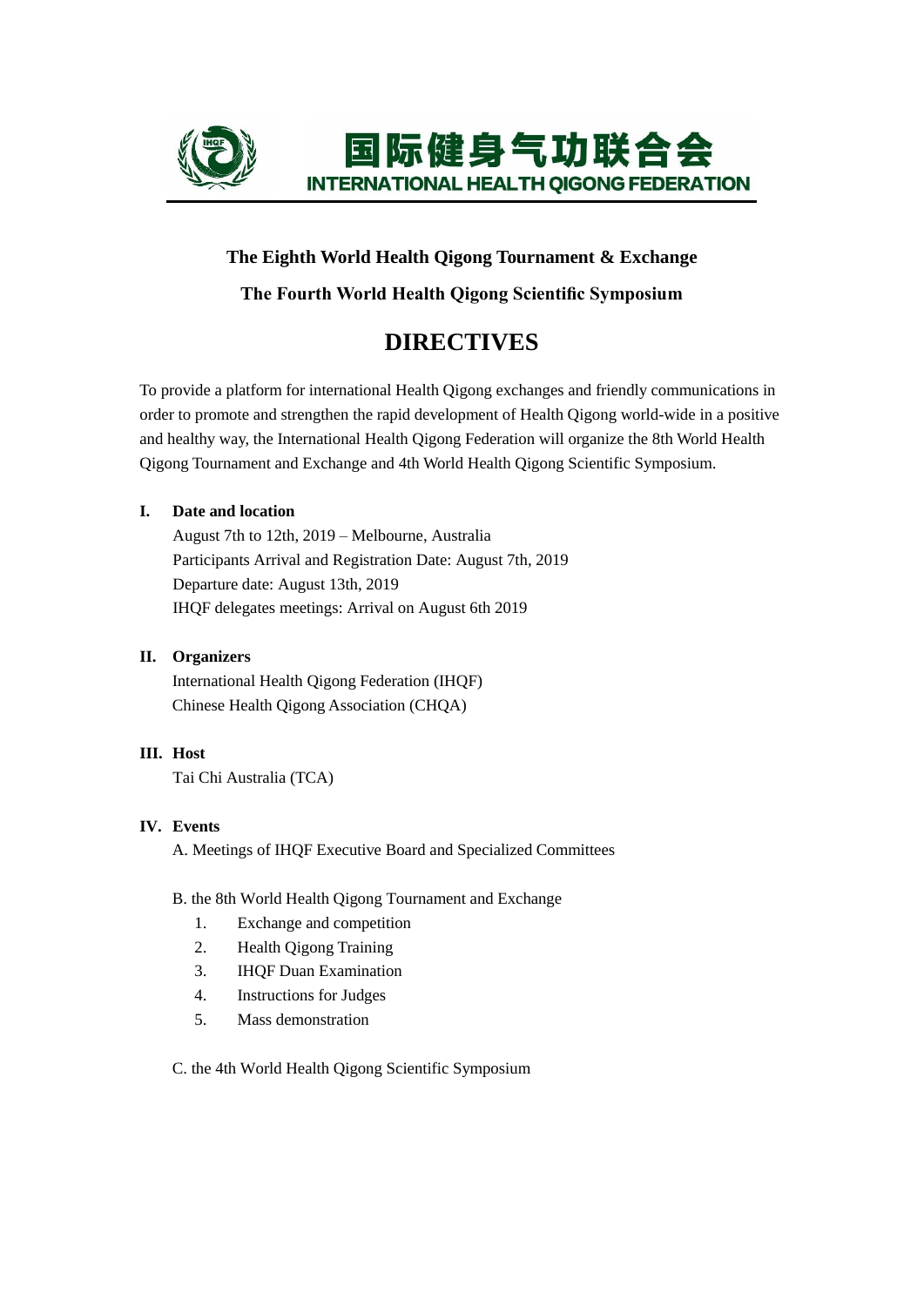国际健身气功联合会

INTERNATIONAL HEALTH QIGONG FEDERATION

**The Eighth World Health Qigong Tournament & Exchange**

**The Fourth World Health Qigong Scientific Symposium**

# DIRECTIVES

To provide a platform for international Health Qigong exchanges and friendly communications in order to promote and strengthen the rapid development of Health Qigong world-wide in a positive and healthy way, the International Health Qigong Federation will organize the 8th World Health Qigong Tournament and Exchange and 4th World Health Qigong Scientific Symposium.

## I. Date and location

August 7th to 12th, 2019 – Melbourne, Australia
Participants Arrival and Registration Date: August 7th, 2019
Departure date: August 13th, 2019
IHQF delegates meetings: Arrival on August 6th 2019

## II. Organizers

International Health Qigong Federation (IHQF)
Chinese Health Qigong Association (CHQA)

## III. Host

Tai Chi Australia (TCA)

## IV. Events

A. Meetings of IHQF Executive Board and Specialized Committees

B. the 8th World Health Qigong Tournament and Exchange

1. Exchange and competition
2. Health Qigong Training
3. IHQF Duan Examination
4. Instructions for Judges
5. Mass demonstration

C. the 4th World Health Qigong Scientific Symposium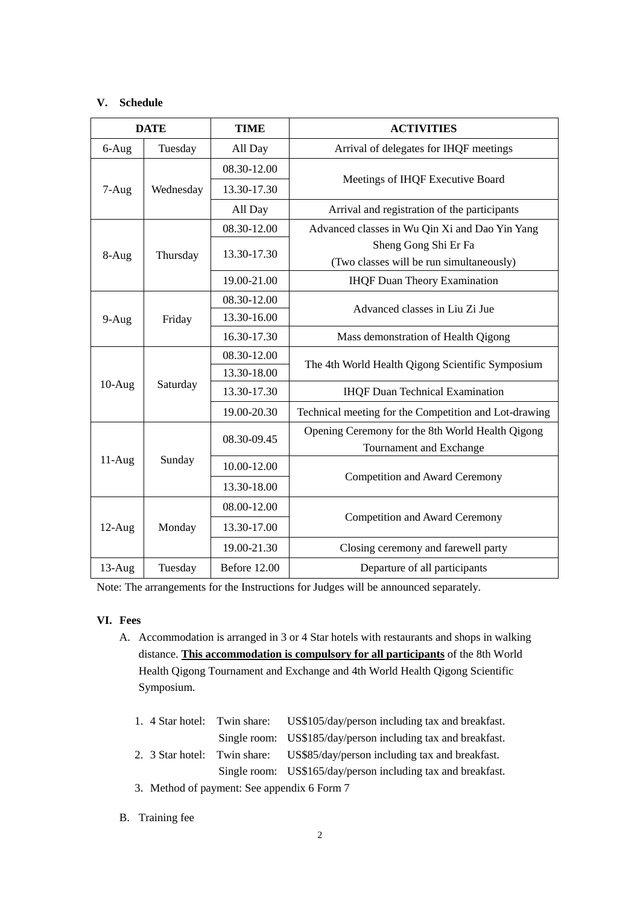## V. Schedule

| DATE | | TIME | ACTIVITIES |
|---|---|---|---|
| 6-Aug | Tuesday | All Day | Arrival of delegates for IHQF meetings |
| 7-Aug | Wednesday | 08.30-12.00 | Meetings of IHQF Executive Board |
| | | 13.30-17.30 | |
| | | All Day | Arrival and registration of the participants |
| 8-Aug | Thursday | 08.30-12.00 | Advanced classes in Wu Qin Xi and Dao Yin Yang Sheng Gong Shi Er Fa (Two classes will be run simultaneously) |
| | | 13.30-17.30 | |
| | | 19.00-21.00 | IHQF Duan Theory Examination |
| 9-Aug | Friday | 08.30-12.00 | Advanced classes in Liu Zi Jue |
| | | 13.30-16.00 | |
| | | 16.30-17.30 | Mass demonstration of Health Qigong |
| 10-Aug | Saturday | 08.30-12.00 | The 4th World Health Qigong Scientific Symposium |
| | | 13.30-18.00 | |
| | | 13.30-17.30 | IHQF Duan Technical Examination |
| | | 19.00-20.30 | Technical meeting for the Competition and Lot-drawing |
| 11-Aug | Sunday | 08.30-09.45 | Opening Ceremony for the 8th World Health Qigong Tournament and Exchange |
| | | 10.00-12.00 | Competition and Award Ceremony |
| | | 13.30-18.00 | |
| 12-Aug | Monday | 08.00-12.00 | Competition and Award Ceremony |
| | | 13.30-17.00 | |
| | | 19.00-21.30 | Closing ceremony and farewell party |
| 13-Aug | Tuesday | Before 12.00 | Departure of all participants |

Note: The arrangements for the Instructions for Judges will be announced separately.

## VI. Fees

A. Accommodation is arranged in 3 or 4 Star hotels with restaurants and shops in walking distance. **This accommodation is compulsory for all participants** of the 8th World Health Qigong Tournament and Exchange and 4th World Health Qigong Scientific Symposium.

1. 4 Star hotel: Twin share: US$105/day/person including tax and breakfast.
   Single room: US$185/day/person including tax and breakfast.
2. 3 Star hotel: Twin share: US$85/day/person including tax and breakfast.
   Single room: US$165/day/person including tax and breakfast.
3. Method of payment: See appendix 6 Form 7

B. Training fee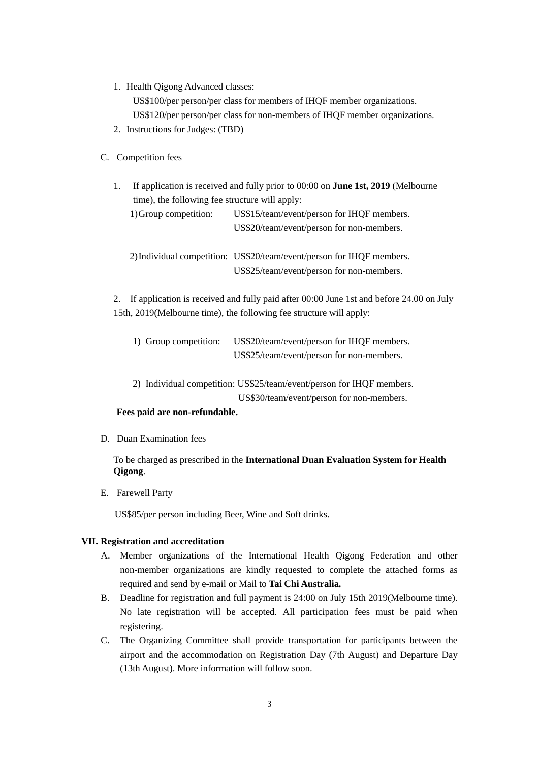1. Health Qigong Advanced classes:

   US$100/per person/per class for members of IHQF member organizations.

   US$120/per person/per class for non-members of IHQF member organizations.

2. Instructions for Judges: (TBD)

C. Competition fees

1. If application is received and fully prior to 00:00 on **June 1st, 2019** (Melbourne time), the following fee structure will apply:

   1) Group competition: US$15/team/event/person for IHQF members.
      US$20/team/event/person for non-members.

   2) Individual competition: US$20/team/event/person for IHQF members.
      US$25/team/event/person for non-members.

2. If application is received and fully paid after 00:00 June 1st and before 24.00 on July 15th, 2019(Melbourne time), the following fee structure will apply:

   1) Group competition: US$20/team/event/person for IHQF members.
      US$25/team/event/person for non-members.

   2) Individual competition: US$25/team/event/person for IHQF members.
      US$30/team/event/person for non-members.

**Fees paid are non-refundable.**

D. Duan Examination fees

To be charged as prescribed in the **International Duan Evaluation System for Health Qigong**.

E. Farewell Party

US$85/per person including Beer, Wine and Soft drinks.

**VII. Registration and accreditation**

A. Member organizations of the International Health Qigong Federation and other non-member organizations are kindly requested to complete the attached forms as required and send by e-mail or Mail to **Tai Chi Australia.**

B. Deadline for registration and full payment is 24:00 on July 15th 2019(Melbourne time). No late registration will be accepted. All participation fees must be paid when registering.

C. The Organizing Committee shall provide transportation for participants between the airport and the accommodation on Registration Day (7th August) and Departure Day (13th August). More information will follow soon.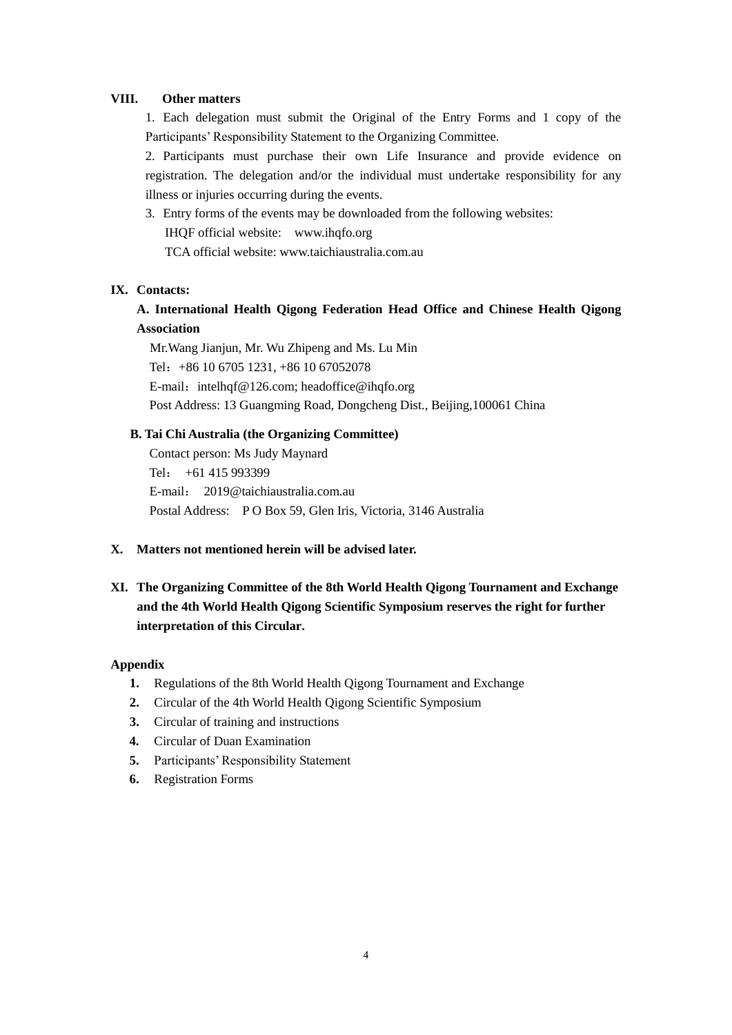## VIII. Other matters

1. Each delegation must submit the Original of the Entry Forms and 1 copy of the Participants' Responsibility Statement to the Organizing Committee.
2. Participants must purchase their own Life Insurance and provide evidence on registration. The delegation and/or the individual must undertake responsibility for any illness or injuries occurring during the events.
3. Entry forms of the events may be downloaded from the following websites:
   IHQF official website: www.ihqfo.org
   TCA official website: www.taichiaustralia.com.au

## IX. Contacts:

**A. International Health Qigong Federation Head Office and Chinese Health Qigong Association**

Mr.Wang Jianjun, Mr. Wu Zhipeng and Ms. Lu Min
Tel：+86 10 6705 1231, +86 10 67052078
E-mail：intelhqf@126.com; headoffice@ihqfo.org
Post Address: 13 Guangming Road, Dongcheng Dist., Beijing,100061 China

**B. Tai Chi Australia (the Organizing Committee)**

Contact person: Ms Judy Maynard
Tel： +61 415 993399
E-mail： 2019@taichiaustralia.com.au
Postal Address: P O Box 59, Glen Iris, Victoria, 3146 Australia

## X. Matters not mentioned herein will be advised later.

## XI. The Organizing Committee of the 8th World Health Qigong Tournament and Exchange and the 4th World Health Qigong Scientific Symposium reserves the right for further interpretation of this Circular.

**Appendix**

1. Regulations of the 8th World Health Qigong Tournament and Exchange
2. Circular of the 4th World Health Qigong Scientific Symposium
3. Circular of training and instructions
4. Circular of Duan Examination
5. Participants' Responsibility Statement
6. Registration Forms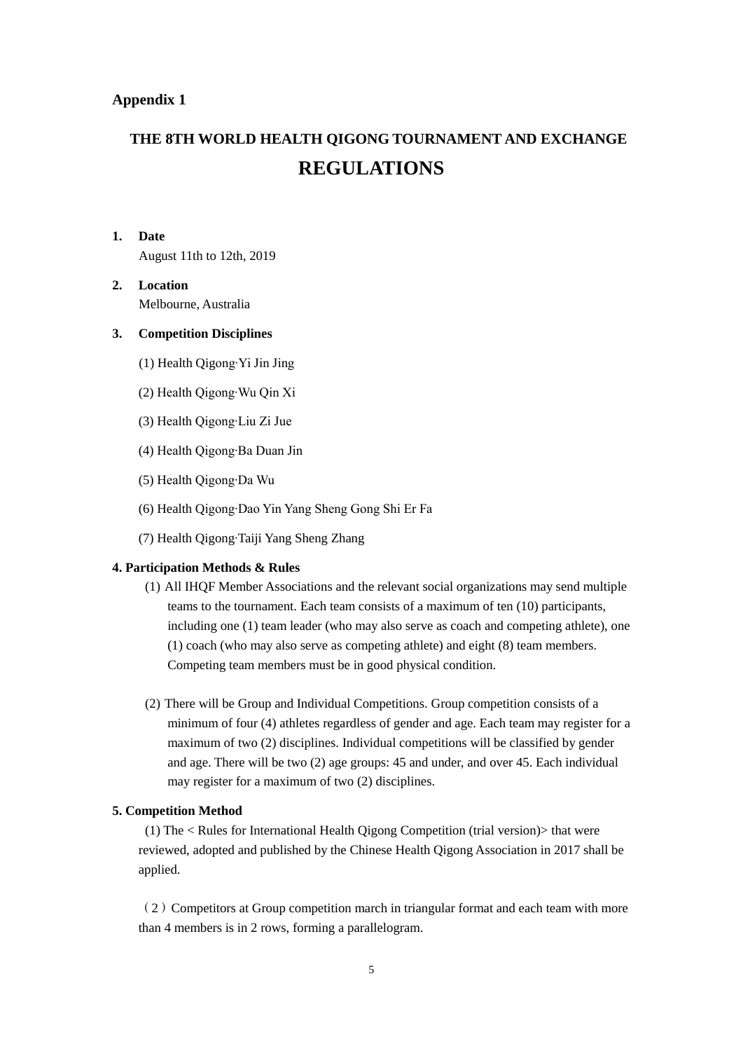**Appendix 1**

# THE 8TH WORLD HEALTH QIGONG TOURNAMENT AND EXCHANGE
# REGULATIONS

**1. Date**

August 11th to 12th, 2019

**2. Location**

Melbourne, Australia

**3. Competition Disciplines**

(1) Health Qigong·Yi Jin Jing

(2) Health Qigong·Wu Qin Xi

(3) Health Qigong·Liu Zi Jue

(4) Health Qigong·Ba Duan Jin

(5) Health Qigong·Da Wu

(6) Health Qigong·Dao Yin Yang Sheng Gong Shi Er Fa

(7) Health Qigong·Taiji Yang Sheng Zhang

**4. Participation Methods & Rules**

(1) All IHQF Member Associations and the relevant social organizations may send multiple teams to the tournament. Each team consists of a maximum of ten (10) participants, including one (1) team leader (who may also serve as coach and competing athlete), one (1) coach (who may also serve as competing athlete) and eight (8) team members. Competing team members must be in good physical condition.

(2) There will be Group and Individual Competitions. Group competition consists of a minimum of four (4) athletes regardless of gender and age. Each team may register for a maximum of two (2) disciplines. Individual competitions will be classified by gender and age. There will be two (2) age groups: 45 and under, and over 45. Each individual may register for a maximum of two (2) disciplines.

**5. Competition Method**

(1) The < Rules for International Health Qigong Competition (trial version)> that were reviewed, adopted and published by the Chinese Health Qigong Association in 2017 shall be applied.

（2）Competitors at Group competition march in triangular format and each team with more than 4 members is in 2 rows, forming a parallelogram.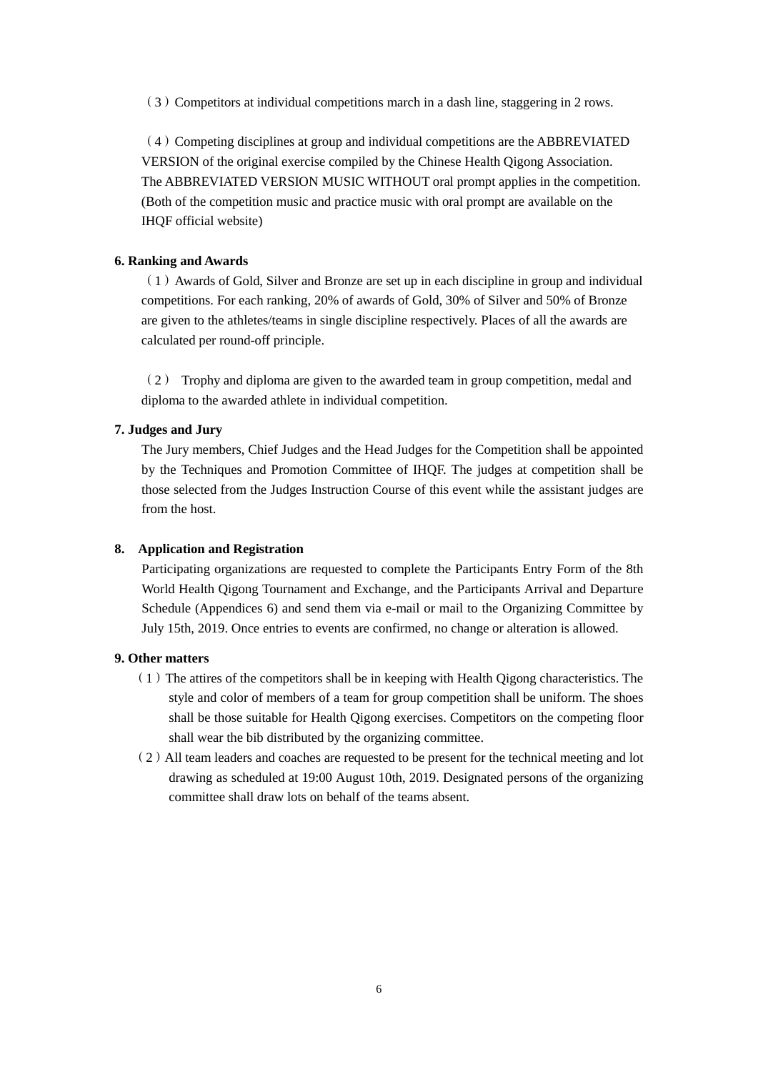（3）Competitors at individual competitions march in a dash line, staggering in 2 rows.

（4）Competing disciplines at group and individual competitions are the ABBREVIATED VERSION of the original exercise compiled by the Chinese Health Qigong Association. The ABBREVIATED VERSION MUSIC WITHOUT oral prompt applies in the competition. (Both of the competition music and practice music with oral prompt are available on the IHQF official website)

**6. Ranking and Awards**

（1）Awards of Gold, Silver and Bronze are set up in each discipline in group and individual competitions. For each ranking, 20% of awards of Gold, 30% of Silver and 50% of Bronze are given to the athletes/teams in single discipline respectively. Places of all the awards are calculated per round-off principle.

（2） Trophy and diploma are given to the awarded team in group competition, medal and diploma to the awarded athlete in individual competition.

**7. Judges and Jury**

The Jury members, Chief Judges and the Head Judges for the Competition shall be appointed by the Techniques and Promotion Committee of IHQF. The judges at competition shall be those selected from the Judges Instruction Course of this event while the assistant judges are from the host.

**8. Application and Registration**

Participating organizations are requested to complete the Participants Entry Form of the 8th World Health Qigong Tournament and Exchange, and the Participants Arrival and Departure Schedule (Appendices 6) and send them via e-mail or mail to the Organizing Committee by July 15th, 2019. Once entries to events are confirmed, no change or alteration is allowed.

**9. Other matters**

（1）The attires of the competitors shall be in keeping with Health Qigong characteristics. The style and color of members of a team for group competition shall be uniform. The shoes shall be those suitable for Health Qigong exercises. Competitors on the competing floor shall wear the bib distributed by the organizing committee.

（2）All team leaders and coaches are requested to be present for the technical meeting and lot drawing as scheduled at 19:00 August 10th, 2019. Designated persons of the organizing committee shall draw lots on behalf of the teams absent.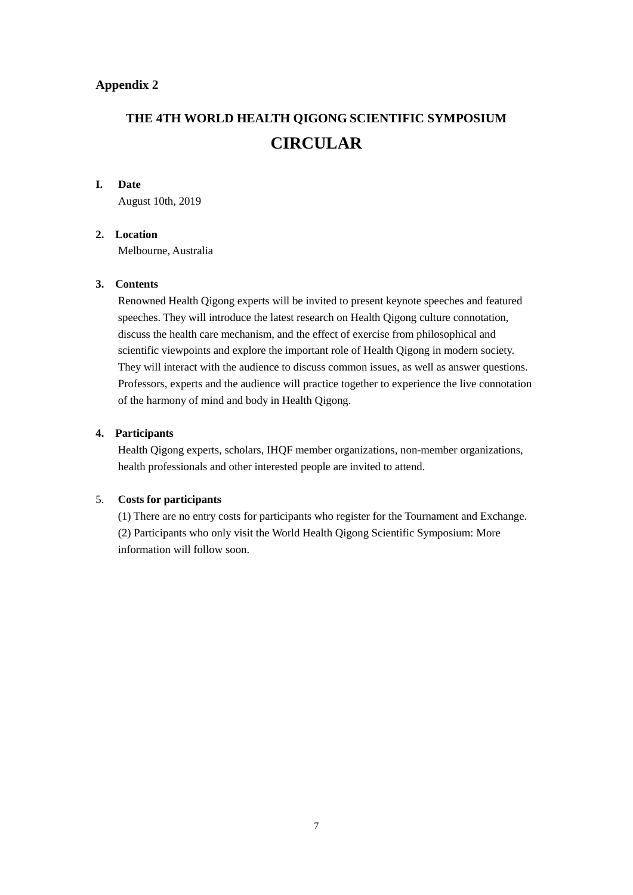**Appendix 2**

# THE 4TH WORLD HEALTH QIGONG SCIENTIFIC SYMPOSIUM

# CIRCULAR

**I. Date**

August 10th, 2019

**2. Location**

Melbourne, Australia

**3. Contents**

Renowned Health Qigong experts will be invited to present keynote speeches and featured speeches. They will introduce the latest research on Health Qigong culture connotation, discuss the health care mechanism, and the effect of exercise from philosophical and scientific viewpoints and explore the important role of Health Qigong in modern society. They will interact with the audience to discuss common issues, as well as answer questions. Professors, experts and the audience will practice together to experience the live connotation of the harmony of mind and body in Health Qigong.

**4. Participants**

Health Qigong experts, scholars, IHQF member organizations, non-member organizations, health professionals and other interested people are invited to attend.

5. **Costs for participants**

(1) There are no entry costs for participants who register for the Tournament and Exchange.

(2) Participants who only visit the World Health Qigong Scientific Symposium: More information will follow soon.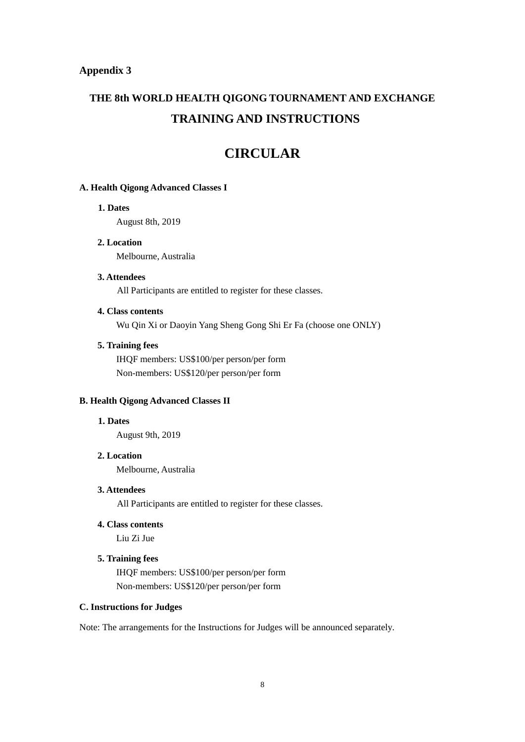**Appendix 3**

# THE 8th WORLD HEALTH QIGONG TOURNAMENT AND EXCHANGE
# TRAINING AND INSTRUCTIONS

# CIRCULAR

### A. Health Qigong Advanced Classes I

**1. Dates**

August 8th, 2019

**2. Location**

Melbourne, Australia

**3. Attendees**

All Participants are entitled to register for these classes.

**4. Class contents**

Wu Qin Xi or Daoyin Yang Sheng Gong Shi Er Fa (choose one ONLY)

**5. Training fees**

IHQF members: US$100/per person/per form
Non-members: US$120/per person/per form

### B. Health Qigong Advanced Classes II

**1. Dates**

August 9th, 2019

**2. Location**

Melbourne, Australia

**3. Attendees**

All Participants are entitled to register for these classes.

**4. Class contents**

Liu Zi Jue

**5. Training fees**

IHQF members: US$100/per person/per form
Non-members: US$120/per person/per form

### C. Instructions for Judges

Note: The arrangements for the Instructions for Judges will be announced separately.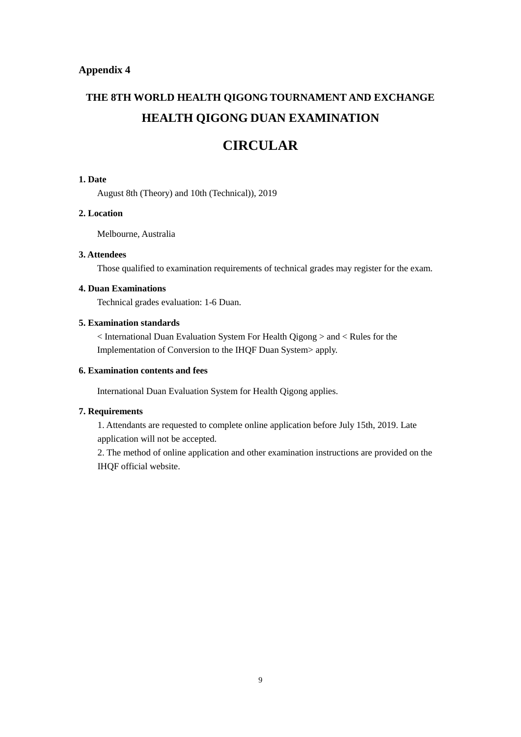**Appendix 4**

# THE 8TH WORLD HEALTH QIGONG TOURNAMENT AND EXCHANGE
# HEALTH QIGONG DUAN EXAMINATION
# CIRCULAR

### 1. Date

August 8th (Theory) and 10th (Technical)), 2019

### 2. Location

Melbourne, Australia

### 3. Attendees

Those qualified to examination requirements of technical grades may register for the exam.

### 4. Duan Examinations

Technical grades evaluation: 1-6 Duan.

### 5. Examination standards

< International Duan Evaluation System For Health Qigong > and < Rules for the Implementation of Conversion to the IHQF Duan System> apply.

### 6. Examination contents and fees

International Duan Evaluation System for Health Qigong applies.

### 7. Requirements

1. Attendants are requested to complete online application before July 15th, 2019. Late application will not be accepted.
2. The method of online application and other examination instructions are provided on the IHQF official website.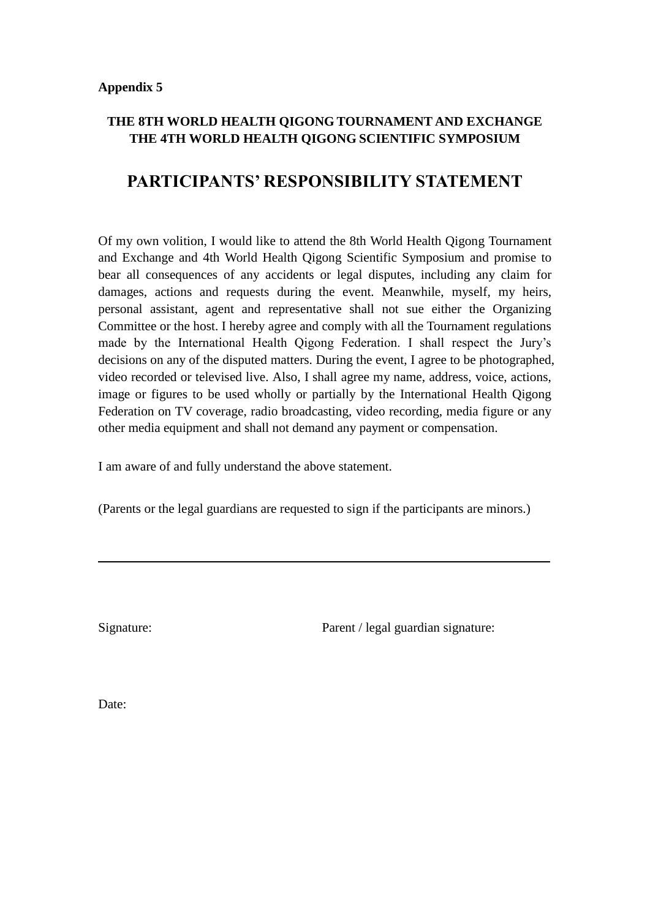**Appendix 5**

**THE 8TH WORLD HEALTH QIGONG TOURNAMENT AND EXCHANGE**
**THE 4TH WORLD HEALTH QIGONG SCIENTIFIC SYMPOSIUM**

# PARTICIPANTS' RESPONSIBILITY STATEMENT

Of my own volition, I would like to attend the 8th World Health Qigong Tournament and Exchange and 4th World Health Qigong Scientific Symposium and promise to bear all consequences of any accidents or legal disputes, including any claim for damages, actions and requests during the event. Meanwhile, myself, my heirs, personal assistant, agent and representative shall not sue either the Organizing Committee or the host. I hereby agree and comply with all the Tournament regulations made by the International Health Qigong Federation. I shall respect the Jury's decisions on any of the disputed matters. During the event, I agree to be photographed, video recorded or televised live. Also, I shall agree my name, address, voice, actions, image or figures to be used wholly or partially by the International Health Qigong Federation on TV coverage, radio broadcasting, video recording, media figure or any other media equipment and shall not demand any payment or compensation.

I am aware of and fully understand the above statement.

(Parents or the legal guardians are requested to sign if the participants are minors.)

---

Signature: Parent / legal guardian signature:

Date: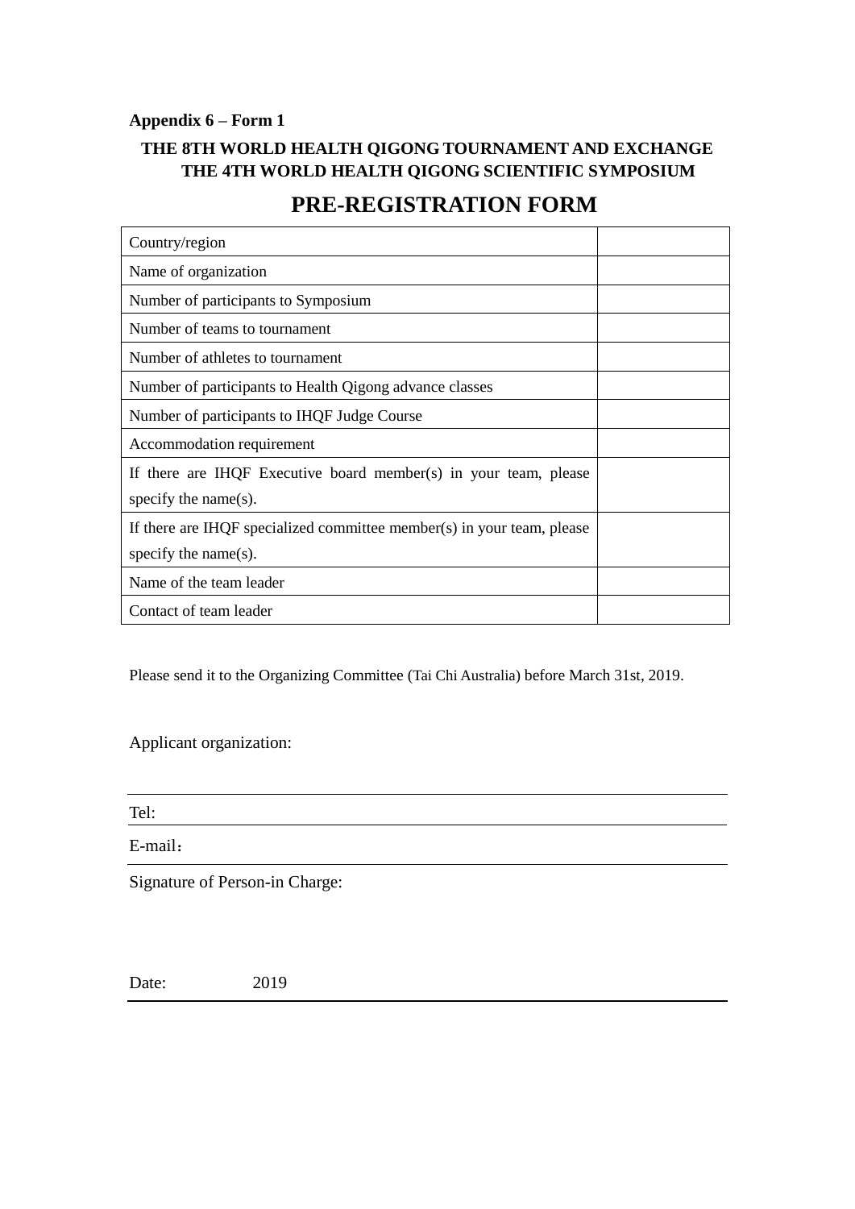**Appendix 6 – Form 1**

**THE 8TH WORLD HEALTH QIGONG TOURNAMENT AND EXCHANGE**
**THE 4TH WORLD HEALTH QIGONG SCIENTIFIC SYMPOSIUM**

# PRE-REGISTRATION FORM

| | |
|---|---|
| Country/region | |
| Name of organization | |
| Number of participants to Symposium | |
| Number of teams to tournament | |
| Number of athletes to tournament | |
| Number of participants to Health Qigong advance classes | |
| Number of participants to IHQF Judge Course | |
| Accommodation requirement | |
| If there are IHQF Executive board member(s) in your team, please specify the name(s). | |
| If there are IHQF specialized committee member(s) in your team, please specify the name(s). | |
| Name of the team leader | |
| Contact of team leader | |

Please send it to the Organizing Committee (Tai Chi Australia) before March 31st, 2019.

Applicant organization:

Tel:

E-mail：

Signature of Person-in Charge:

Date: 2019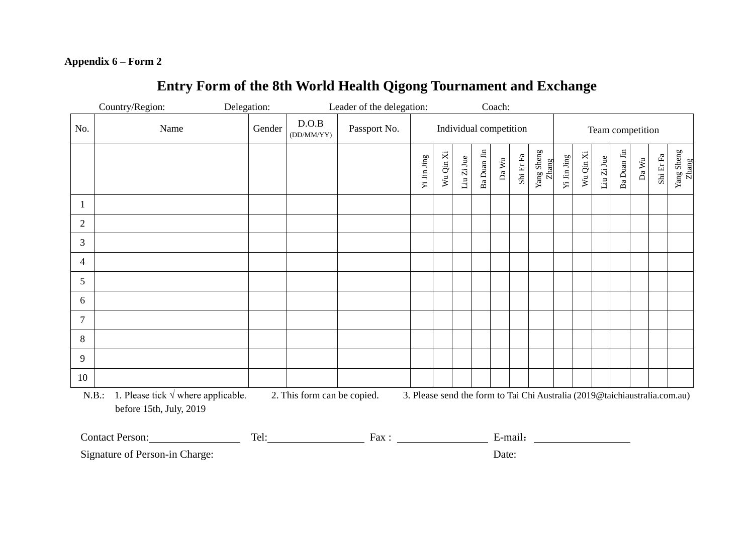**Appendix 6 – Form 2**

# Entry Form of the 8th World Health Qigong Tournament and Exchange

Country/Region: Delegation: Leader of the delegation: Coach:

| No. | Name | Gender | D.O.B (DD/MM/YY) | Passport No. | Individual competition | | | | | | | Team competition | | | | | | |
|---|---|---|---|---|---|---|---|---|---|---|---|---|---|---|---|---|---|---|
| | | | | | Yi Jin Jing | Wu Qin Xi | Liu Zi Jue | Ba Duan Jin | Da Wu | Shi Er Fa | Yang Sheng Zhang | Yi Jin Jing | Wu Qin Xi | Liu Zi Jue | Ba Duan Jin | Da Wu | Shi Er Fa | Yang Sheng Zhang |
| 1 | | | | | | | | | | | | | | | | | | |
| 2 | | | | | | | | | | | | | | | | | | |
| 3 | | | | | | | | | | | | | | | | | | |
| 4 | | | | | | | | | | | | | | | | | | |
| 5 | | | | | | | | | | | | | | | | | | |
| 6 | | | | | | | | | | | | | | | | | | |
| 7 | | | | | | | | | | | | | | | | | | |
| 8 | | | | | | | | | | | | | | | | | | |
| 9 | | | | | | | | | | | | | | | | | | |
| 10 | | | | | | | | | | | | | | | | | | |

N.B.: 1. Please tick √ where applicable. 2. This form can be copied. 3. Please send the form to Tai Chi Australia (2019@taichiaustralia.com.au) before 15th, July, 2019

Contact Person:\_\_\_\_\_\_\_\_\_\_\_\_ Tel:\_\_\_\_\_\_\_\_\_\_\_\_ Fax : \_\_\_\_\_\_\_\_\_\_\_\_ E-mail：\_\_\_\_\_\_\_\_\_\_\_\_

Signature of Person-in Charge: Date: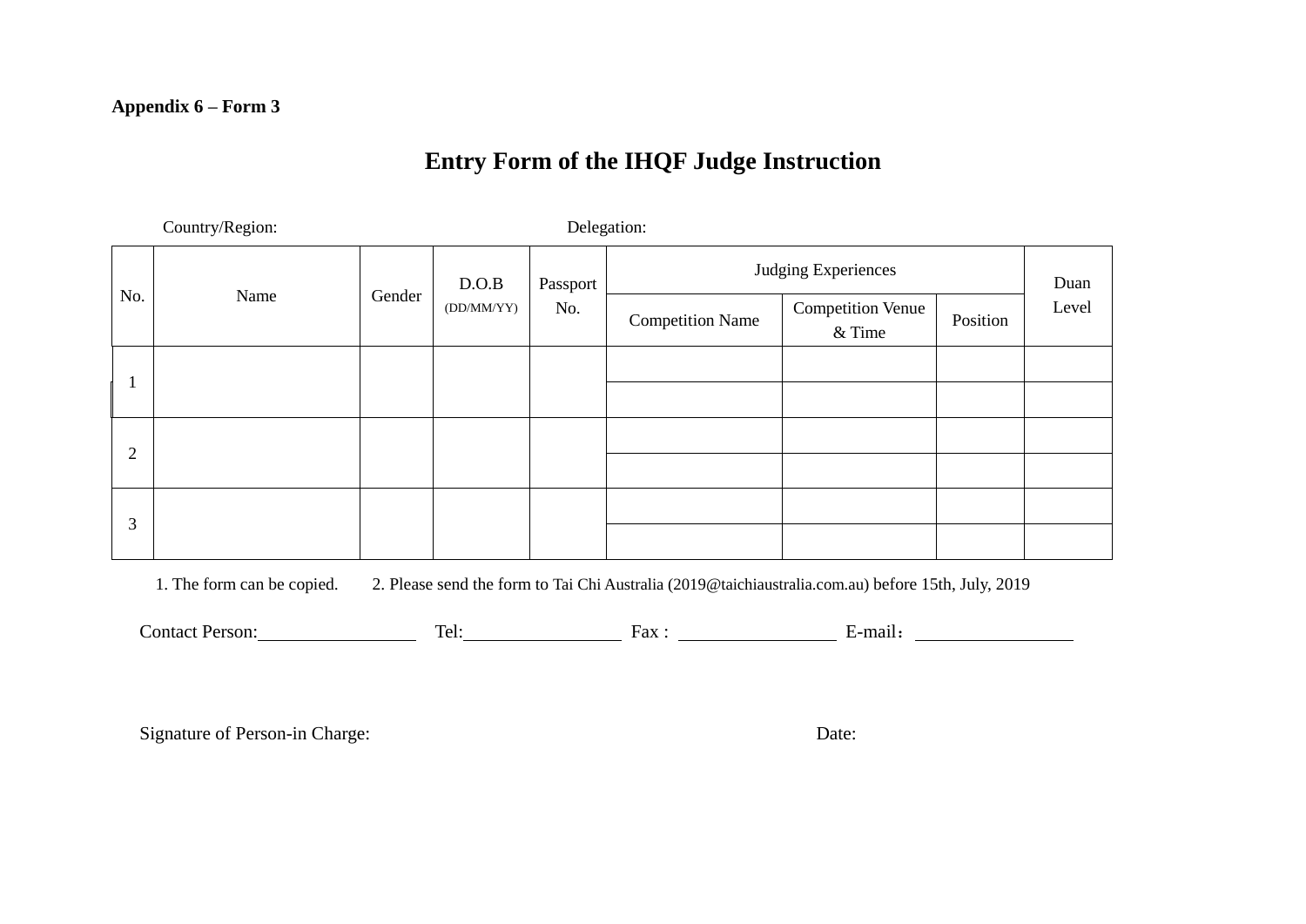**Appendix 6 – Form 3**

# Entry Form of the IHQF Judge Instruction

Country/Region: Delegation:

| No. | Name | Gender | D.O.B (DD/MM/YY) | Passport No. | Judging Experiences | | | Duan Level |
|---|---|---|---|---|---|---|---|---|
| | | | | | Competition Name | Competition Venue & Time | Position | |
| 1 | | | | | | | | |
| | | | | | | | | |
| 2 | | | | | | | | |
| | | | | | | | | |
| 3 | | | | | | | | |
| | | | | | | | | |

1. The form can be copied. 2. Please send the form to Tai Chi Australia (2019@taichiaustralia.com.au) before 15th, July, 2019

Contact Person:\_\_\_\_\_\_\_\_\_\_\_\_\_\_\_\_ Tel:\_\_\_\_\_\_\_\_\_\_\_\_\_\_\_\_ Fax : \_\_\_\_\_\_\_\_\_\_\_\_\_\_\_\_ E-mail：\_\_\_\_\_\_\_\_\_\_\_\_\_\_\_\_

Signature of Person-in Charge: Date: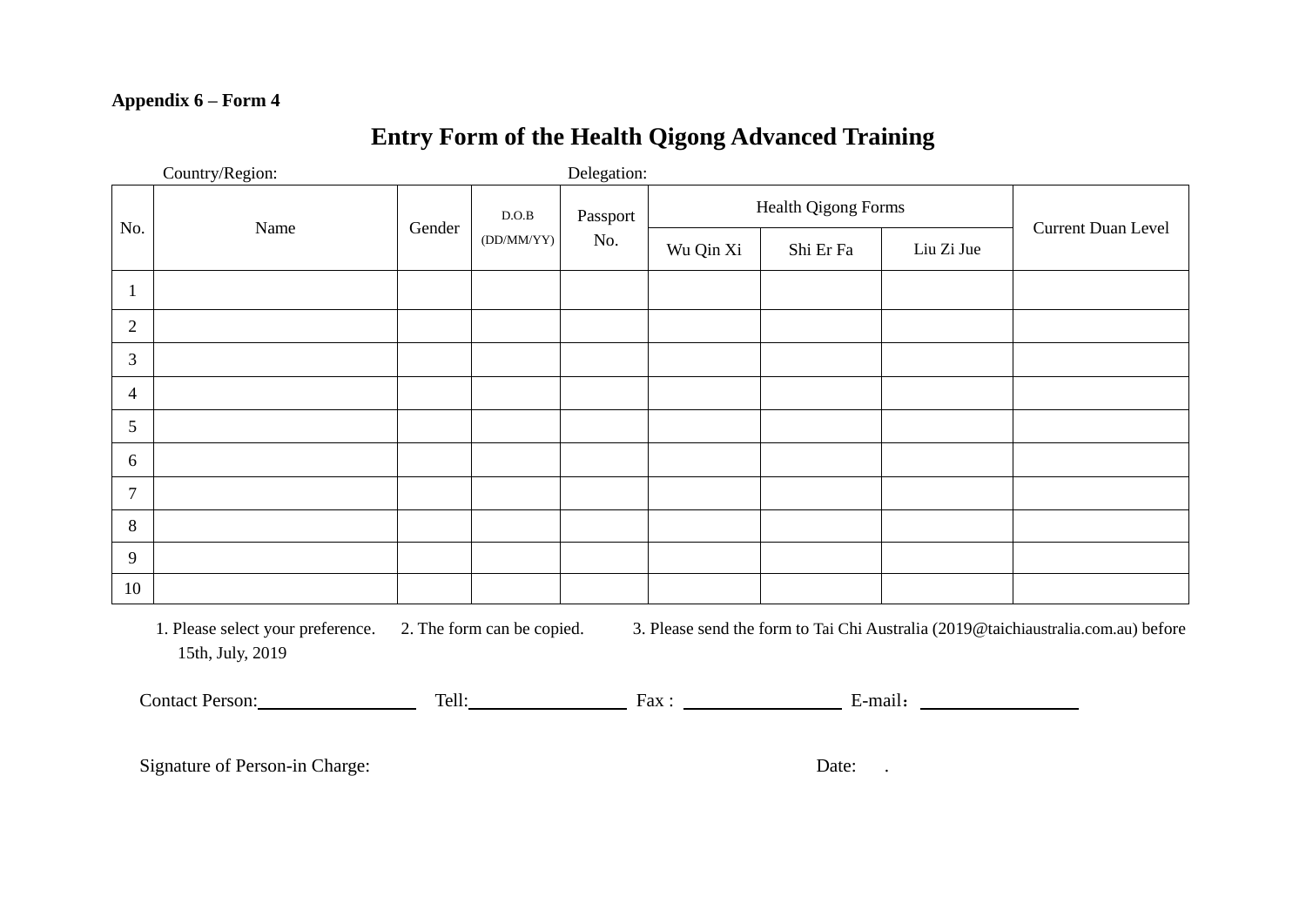**Appendix 6 – Form 4**

# Entry Form of the Health Qigong Advanced Training

Country/Region: Delegation:

| No. | Name | Gender | D.O.B (DD/MM/YY) | Passport No. | Health Qigong Forms | | | Current Duan Level |
|---|---|---|---|---|---|---|---|---|
| | | | | | Wu Qin Xi | Shi Er Fa | Liu Zi Jue | |
| 1 | | | | | | | | |
| 2 | | | | | | | | |
| 3 | | | | | | | | |
| 4 | | | | | | | | |
| 5 | | | | | | | | |
| 6 | | | | | | | | |
| 7 | | | | | | | | |
| 8 | | | | | | | | |
| 9 | | | | | | | | |
| 10 | | | | | | | | |

1. Please select your preference. 2. The form can be copied. 3. Please send the form to Tai Chi Australia (2019@taichiaustralia.com.au) before 15th, July, 2019

Contact Person:\_\_\_\_\_\_\_\_\_\_\_\_ Tell:\_\_\_\_\_\_\_\_\_\_\_\_ Fax : \_\_\_\_\_\_\_\_\_\_\_\_ E-mail：\_\_\_\_\_\_\_\_\_\_\_\_

Signature of Person-in Charge: Date: .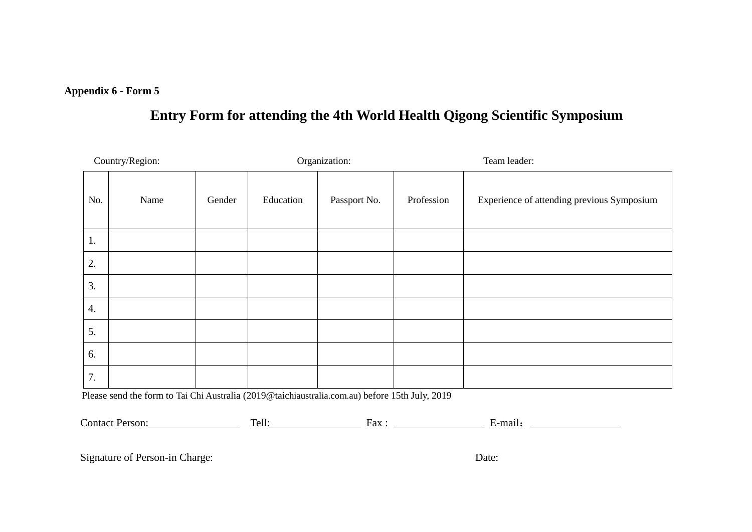**Appendix 6 - Form 5**

# Entry Form for attending the 4th World Health Qigong Scientific Symposium

Country/Region: Organization: Team leader:

| No. | Name | Gender | Education | Passport No. | Profession | Experience of attending previous Symposium |
|---|---|---|---|---|---|---|
| 1. | | | | | | |
| 2. | | | | | | |
| 3. | | | | | | |
| 4. | | | | | | |
| 5. | | | | | | |
| 6. | | | | | | |
| 7. | | | | | | |

Please send the form to Tai Chi Australia (2019@taichiaustralia.com.au) before 15th July, 2019

Contact Person:________________ Tell:________________ Fax : ________________ E-mail：________________

Signature of Person-in Charge: Date: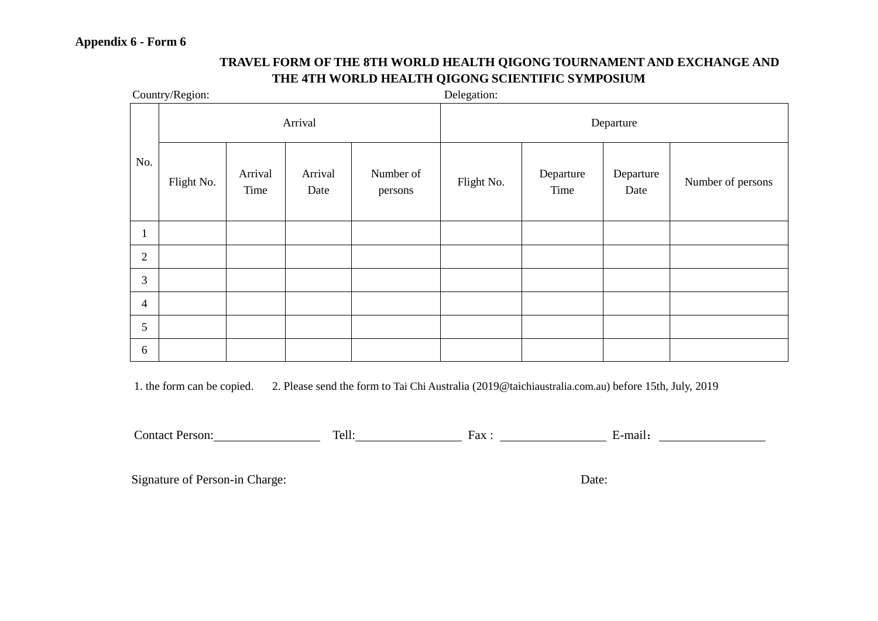**Appendix 6 - Form 6**

## TRAVEL FORM OF THE 8TH WORLD HEALTH QIGONG TOURNAMENT AND EXCHANGE AND THE 4TH WORLD HEALTH QIGONG SCIENTIFIC SYMPOSIUM

Country/Region: Delegation:

| No. | Arrival | | | | Departure | | | |
|---|---|---|---|---|---|---|---|---|
| | Flight No. | Arrival Time | Arrival Date | Number of persons | Flight No. | Departure Time | Departure Date | Number of persons |
| 1 | | | | | | | | |
| 2 | | | | | | | | |
| 3 | | | | | | | | |
| 4 | | | | | | | | |
| 5 | | | | | | | | |
| 6 | | | | | | | | |

1. the form can be copied. 2. Please send the form to Tai Chi Australia (2019@taichiaustralia.com.au) before 15th, July, 2019

Contact Person:\_\_\_\_\_\_\_\_\_\_\_\_ Tell:\_\_\_\_\_\_\_\_\_\_\_\_ Fax : \_\_\_\_\_\_\_\_\_\_\_\_ E-mail：\_\_\_\_\_\_\_\_\_\_\_\_

Signature of Person-in Charge: Date: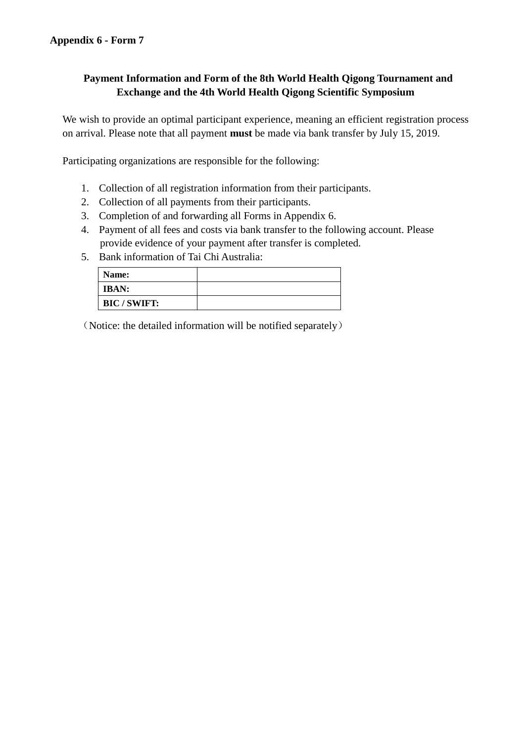**Appendix 6 - Form 7**

## Payment Information and Form of the 8th World Health Qigong Tournament and Exchange and the 4th World Health Qigong Scientific Symposium

We wish to provide an optimal participant experience, meaning an efficient registration process on arrival. Please note that all payment **must** be made via bank transfer by July 15, 2019.

Participating organizations are responsible for the following:

1. Collection of all registration information from their participants.
2. Collection of all payments from their participants.
3. Completion of and forwarding all Forms in Appendix 6.
4. Payment of all fees and costs via bank transfer to the following account. Please provide evidence of your payment after transfer is completed.
5. Bank information of Tai Chi Australia:

| | |
|---|---|
| **Name:** | |
| **IBAN:** | |
| **BIC / SWIFT:** | |

（Notice: the detailed information will be notified separately）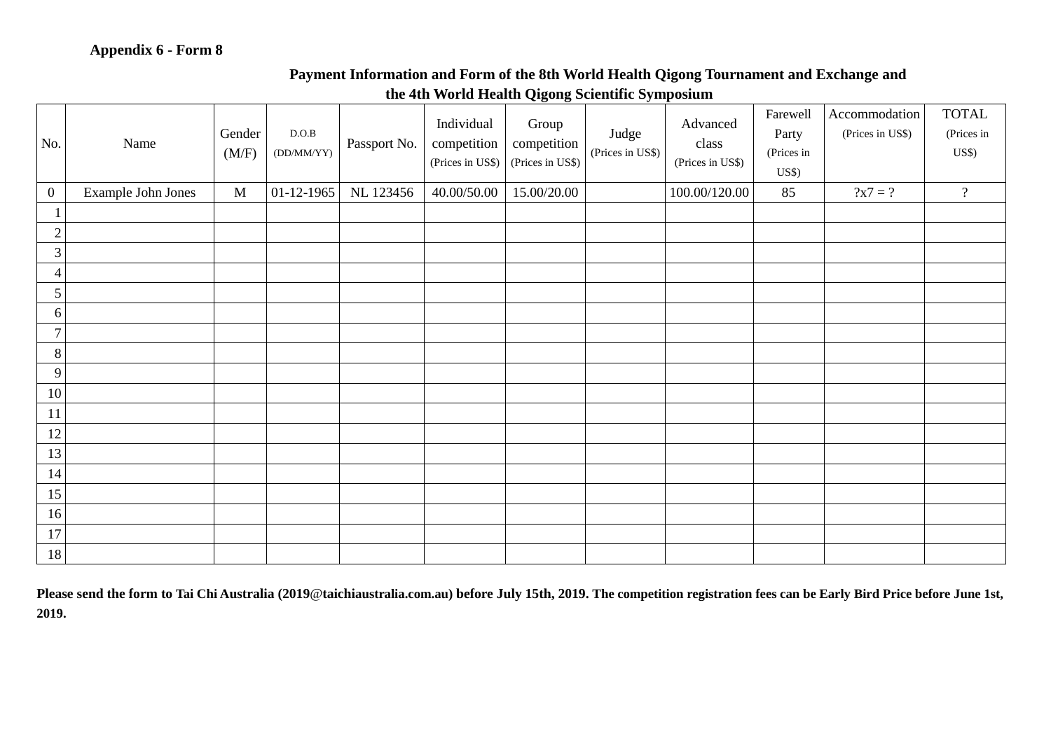**Appendix 6 - Form 8**

## Payment Information and Form of the 8th World Health Qigong Tournament and Exchange and the 4th World Health Qigong Scientific Symposium

| No. | Name | Gender (M/F) | D.O.B (DD/MM/YY) | Passport No. | Individual competition (Prices in US$) | Group competition (Prices in US$) | Judge (Prices in US$) | Advanced class (Prices in US$) | Farewell Party (Prices in US$) | Accommodation (Prices in US$) | TOTAL (Prices in US$) |
|---|---|---|---|---|---|---|---|---|---|---|---|
| 0 | Example John Jones | M | 01-12-1965 | NL 123456 | 40.00/50.00 | 15.00/20.00 | | 100.00/120.00 | 85 | ?x7 = ? | ? |
| 1 | | | | | | | | | | | |
| 2 | | | | | | | | | | | |
| 3 | | | | | | | | | | | |
| 4 | | | | | | | | | | | |
| 5 | | | | | | | | | | | |
| 6 | | | | | | | | | | | |
| 7 | | | | | | | | | | | |
| 8 | | | | | | | | | | | |
| 9 | | | | | | | | | | | |
| 10 | | | | | | | | | | | |
| 11 | | | | | | | | | | | |
| 12 | | | | | | | | | | | |
| 13 | | | | | | | | | | | |
| 14 | | | | | | | | | | | |
| 15 | | | | | | | | | | | |
| 16 | | | | | | | | | | | |
| 17 | | | | | | | | | | | |
| 18 | | | | | | | | | | | |

**Please send the form to Tai Chi Australia (2019@taichiaustralia.com.au) before July 15th, 2019. The competition registration fees can be Early Bird Price before June 1st, 2019.**